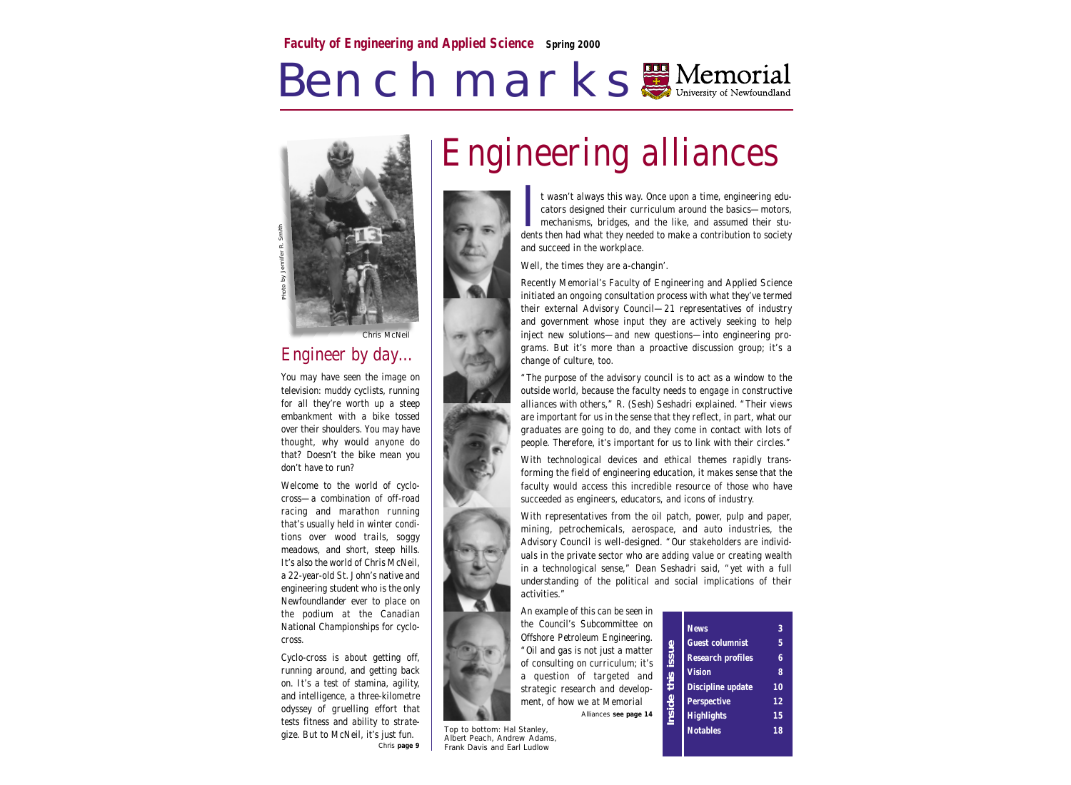**Faculty of Engineering and Applied Science** **Spring 2000**

# Benchmarks

Memorial University of Newfoundland

Photo by Jennifer R. Smith

Chris McNeil

## Engineer by day...

You may have seen the image on television: muddy cyclists, running for all they're worth up a steep embankment with a bike tossed over their shoulders. You may have thought, why would anyone do that? Doesn't the bike mean you don't have to run?

Welcome to the world of cyclo-cross—a combination of off-road racing and marathon running that's usually held in winter conditions over wood trails, soggy meadows, and short, steep hills. It's also the world of Chris McNeil, a 22-year-old St. John's native and engineering student who is the only Newfoundlander ever to place on the podium at the Canadian National Championships for cyclo-cross.

Cyclo-cross is about getting off, running around, and getting back on. It's a test of stamina, agility, and intelligence, a three-kilometre odyssey of gruelling effort that tests fitness and ability to strategize. But to McNeil, it's just fun.

*Chris* **page 9**

# Engineering alliances

It wasn't always this way. Once upon a time, engineering educators designed their curriculum around the basics—motors, mechanisms, bridges, and the like, and assumed their students then had what they needed to make a contribution to society and succeed in the workplace.

Well, the times they are a-changin'.

Recently Memorial's Faculty of Engineering and Applied Science initiated an ongoing consultation process with what they've termed their external Advisory Council—21 representatives of industry and government whose input they are actively seeking to help inject new solutions—and new questions—into engineering programs. But it's more than a proactive discussion group; it's a change of culture, too.

"The purpose of the advisory council is to act as a window to the outside world, because the faculty needs to engage in constructive alliances with others," R. (Sesh) Seshadri explained. "Their views are important for us in the sense that they reflect, in part, what our graduates are going to do, and they come in contact with lots of people. Therefore, it's important for us to link with their circles."

With technological devices and ethical themes rapidly transforming the field of engineering education, it makes sense that the faculty would access this incredible resource of those who have succeeded as engineers, educators, and icons of industry.

With representatives from the oil patch, power, pulp and paper, mining, petrochemicals, aerospace, and auto industries, the Advisory Council is well-designed. "Our stakeholders are individuals in the private sector who are adding value or creating wealth in a technological sense," Dean Seshadri said, "yet with a full understanding of the political and social implications of their activities."

An example of this can be seen in the Council's Subcommittee on Offshore Petroleum Engineering. "Oil and gas is not just a matter of consulting on curriculum; it's a question of targeted and strategic research and development, of how we at Memorial

*Alliances* **see page 14**

Top to bottom: Hal Stanley, Albert Peach, Andrew Adams, Frank Davis and Earl Ludlow

**Inside this issue**

| | |
|---|---|
| **News** | **3** |
| **Guest columnist** | **5** |
| **Research profiles** | **6** |
| **Vision** | **8** |
| **Discipline update** | **10** |
| **Perspective** | **12** |
| **Highlights** | **15** |
| **Notables** | **18** |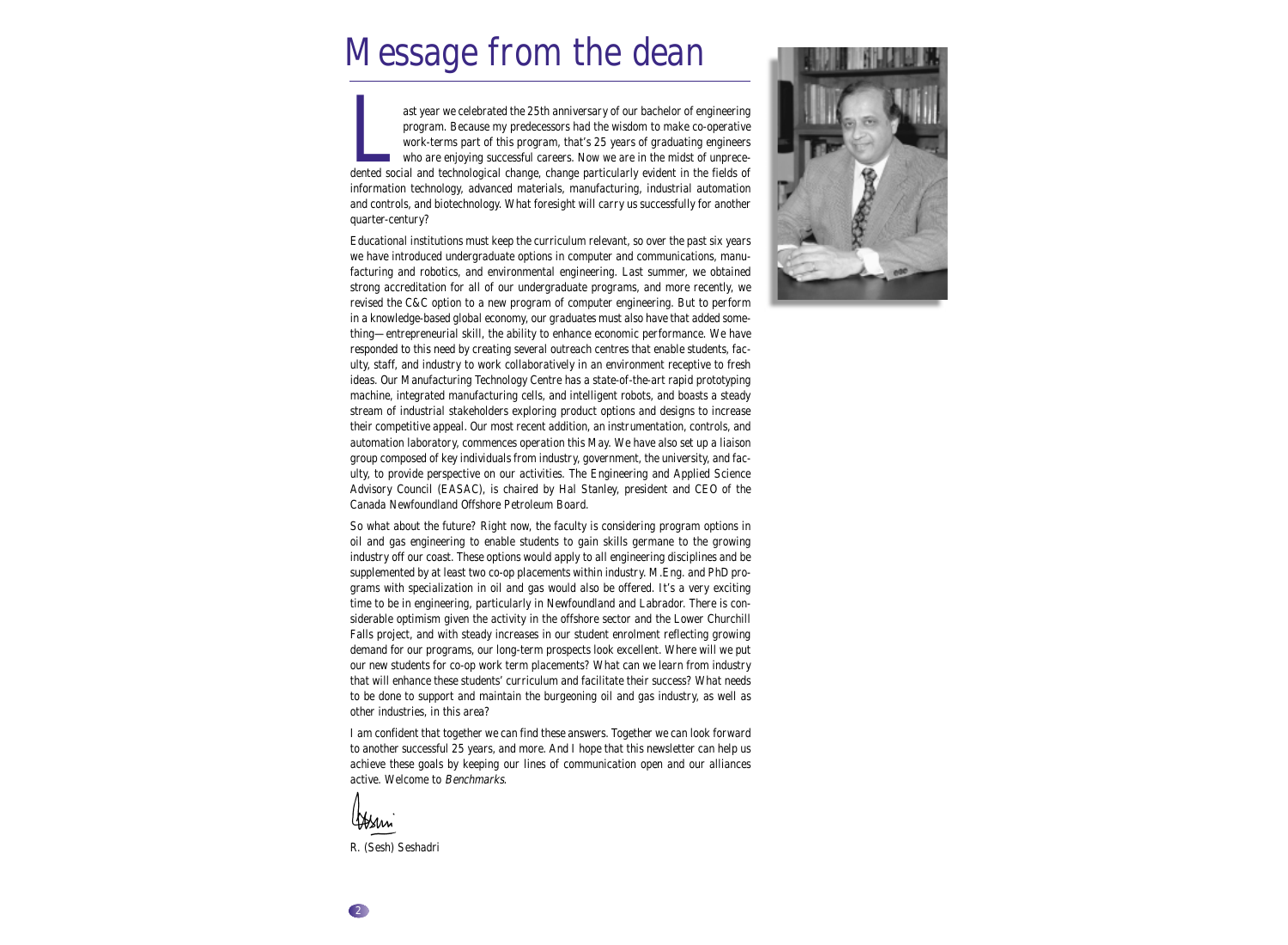# Message from the dean

Last year we celebrated the 25th anniversary of our bachelor of engineering program. Because my predecessors had the wisdom to make co-operative work-terms part of this program, that's 25 years of graduating engineers who are enjoying successful careers. Now we are in the midst of unprecedented social and technological change, change particularly evident in the fields of information technology, advanced materials, manufacturing, industrial automation and controls, and biotechnology. What foresight will carry us successfully for another quarter-century?

Educational institutions must keep the curriculum relevant, so over the past six years we have introduced undergraduate options in computer and communications, manufacturing and robotics, and environmental engineering. Last summer, we obtained strong accreditation for all of our undergraduate programs, and more recently, we revised the C&C option to a new program of computer engineering. But to perform in a knowledge-based global economy, our graduates must also have that added something—entrepreneurial skill, the ability to enhance economic performance. We have responded to this need by creating several outreach centres that enable students, faculty, staff, and industry to work collaboratively in an environment receptive to fresh ideas. Our Manufacturing Technology Centre has a state-of-the-art rapid prototyping machine, integrated manufacturing cells, and intelligent robots, and boasts a steady stream of industrial stakeholders exploring product options and designs to increase their competitive appeal. Our most recent addition, an instrumentation, controls, and automation laboratory, commences operation this May. We have also set up a liaison group composed of key individuals from industry, government, the university, and faculty, to provide perspective on our activities. The Engineering and Applied Science Advisory Council (EASAC), is chaired by Hal Stanley, president and CEO of the Canada Newfoundland Offshore Petroleum Board.

So what about the future? Right now, the faculty is considering program options in oil and gas engineering to enable students to gain skills germane to the growing industry off our coast. These options would apply to all engineering disciplines and be supplemented by at least two co-op placements within industry. M.Eng. and PhD programs with specialization in oil and gas would also be offered. It's a very exciting time to be in engineering, particularly in Newfoundland and Labrador. There is considerable optimism given the activity in the offshore sector and the Lower Churchill Falls project, and with steady increases in our student enrolment reflecting growing demand for our programs, our long-term prospects look excellent. Where will we put our new students for co-op work term placements? What can we learn from industry that will enhance these students' curriculum and facilitate their success? What needs to be done to support and maintain the burgeoning oil and gas industry, as well as other industries, in this area?

I am confident that together we can find these answers. Together we can look forward to another successful 25 years, and more. And I hope that this newsletter can help us achieve these goals by keeping our lines of communication open and our alliances active. Welcome to *Benchmarks*.

R. (Sesh) Seshadri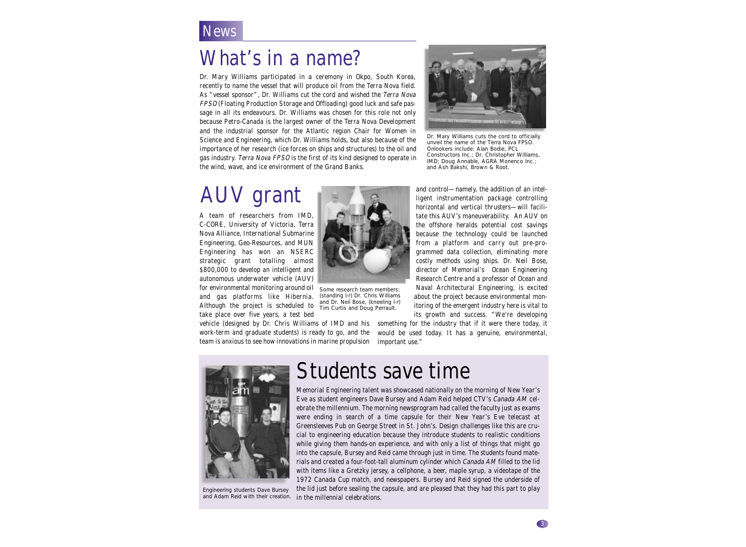## News

# What's in a name?

Dr. Mary Williams participated in a ceremony in Okpo, South Korea, recently to name the vessel that will produce oil from the Terra Nova field. As "vessel sponsor", Dr. Williams cut the cord and wished the *Terra Nova FPSO* (Floating Production Storage and Offloading) good luck and safe passage in all its endeavours. Dr. Williams was chosen for this role not only because Petro-Canada is the largest owner of the Terra Nova Development and the industrial sponsor for the Atlantic region Chair for Women in Science and Engineering, which Dr. Williams holds, but also because of the importance of her research (ice forces on ships and structures) to the oil and gas industry. *Terra Nova FPSO* is the first of its kind designed to operate in the wind, wave, and ice environment of the Grand Banks.

Dr. Mary Williams cuts the cord to officially unveil the name of the Terra Nova FPSO. Onlookers include: Alan Bodie, PCL Constructors Inc.; Dr. Christopher Williams, IMD; Doug Annable, AGRA Monenco Inc.; and Ash Bakshi, Brown & Root.

# AUV grant

A team of researchers from IMD, C-CORE, University of Victoria, Terra Nova Alliance, International Submarine Engineering, Geo-Resources, and MUN Engineering has won an NSERC strategic grant totalling almost $800,000 to develop an intelligent and autonomous underwater vehicle (AUV) for environmental monitoring around oil and gas platforms like Hibernia. Although the project is scheduled to take place over five years, a test bed vehicle (designed by Dr. Chris Williams of IMD and his work-term and graduate students) is ready to go, and the team is anxious to see how innovations in marine propulsion and control—namely, the addition of an intelligent instrumentation package controlling horizontal and vertical thrusters—will facilitate this AUV's maneuverability. An AUV on the offshore heralds potential cost savings because the technology could be launched from a platform and carry out pre-programmed data collection, eliminating more costly methods using ships. Dr. Neil Bose, director of Memorial's Ocean Engineering Research Centre and a professor of Ocean and Naval Architectural Engineering, is excited about the project because environmental monitoring of the emergent industry here is vital to its growth and success. "We're developing something for the industry that if it were there today, it would be used today. It has a genuine, environmental, important use."

Some research team members: (standing l-r) Dr. Chris Williams and Dr. Neil Bose, (kneeling l-r) Tim Curtis and Doug Perrault.

# Students save time

Memorial Engineering talent was showcased nationally on the morning of New Year's Eve as student engineers Dave Bursey and Adam Reid helped CTV's *Canada AM* celebrate the millennium. The morning newsprogram had called the faculty just as exams were ending in search of a time capsule for their New Year's Eve telecast at Greensleeves Pub on George Street in St. John's. Design challenges like this are crucial to engineering education because they introduce students to realistic conditions while giving them hands-on experience, and with only a list of things that might go into the capsule, Bursey and Reid came through just in time. The students found materials and created a four-foot-tall aluminum cylinder which *Canada AM* filled to the lid with items like a Gretzky jersey, a cellphone, a beer, maple syrup, a videotape of the 1972 Canada Cup match, and newspapers. Bursey and Reid signed the underside of the lid just before sealing the capsule, and are pleased that they had this part to play in the millennial celebrations.

Engineering students Dave Bursey and Adam Reid with their creation.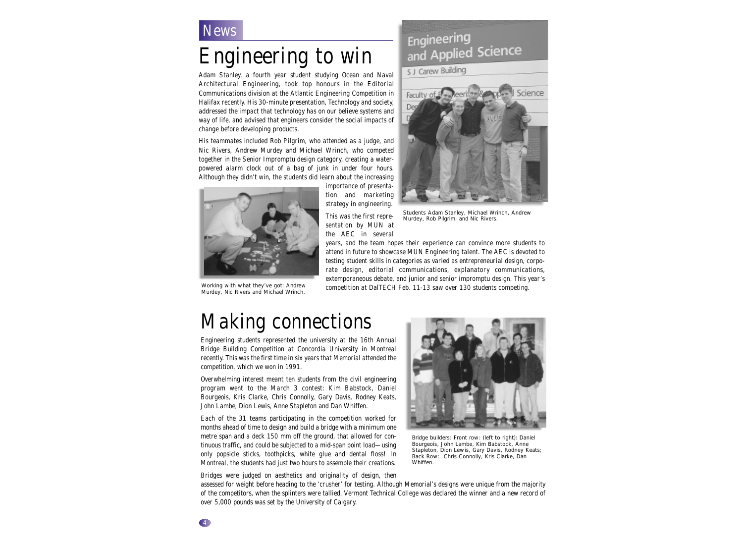News

# Engineering to win

Adam Stanley, a fourth year student studying Ocean and Naval Architectural Engineering, took top honours in the Editorial Communications division at the Atlantic Engineering Competition in Halifax recently. His 30-minute presentation, Technology and society, addressed the impact that technology has on our believe systems and way of life, and advised that engineers consider the social impacts of change before developing products.

His teammates included Rob Pilgrim, who attended as a judge, and Nic Rivers, Andrew Murdey and Michael Wrinch, who competed together in the Senior Impromptu design category, creating a water-powered alarm clock out of a bag of junk in under four hours. Although they didn't win, the students did learn about the increasing importance of presentation and marketing strategy in engineering.

This was the first representation by MUN at the AEC in several years, and the team hopes their experience can convince more students to attend in future to showcase MUN Engineering talent. The AEC is devoted to testing student skills in categories as varied as entrepreneurial design, corporate design, editorial communications, explanatory communications, extemporaneous debate, and junior and senior impromptu design. This year's competition at DalTECH Feb. 11-13 saw over 130 students competing.

Working with what they've got: Andrew Murdey, Nic Rivers and Michael Wrinch.

Students Adam Stanley, Michael Wrinch, Andrew Murdey, Rob Pilgrim, and Nic Rivers.

# Making connections

Engineering students represented the university at the 16th Annual Bridge Building Competition at Concordia University in Montreal recently. This was the first time in six years that Memorial attended the competition, which we won in 1991.

Overwhelming interest meant ten students from the civil engineering program went to the March 3 contest: Kim Babstock, Daniel Bourgeois, Kris Clarke, Chris Connolly, Gary Davis, Rodney Keats, John Lambe, Dion Lewis, Anne Stapleton and Dan Whiffen.

Each of the 31 teams participating in the competition worked for months ahead of time to design and build a bridge with a minimum one metre span and a deck 150 mm off the ground, that allowed for continuous traffic, and could be subjected to a mid-span point load—using only popsicle sticks, toothpicks, white glue and dental floss! In Montreal, the students had just two hours to assemble their creations.

Bridges were judged on aesthetics and originality of design, then assessed for weight before heading to the 'crusher' for testing. Although Memorial's designs were unique from the majority of the competitors, when the splinters were tallied, Vermont Technical College was declared the winner and a new record of over 5,000 pounds was set by the University of Calgary.

Bridge builders: Front row: (left to right): Daniel Bourgeois, John Lambe, Kim Babstock, Anne Stapleton, Dion Lewis, Gary Davis, Rodney Keats; Back Row: Chris Connolly, Kris Clarke, Dan Whiffen.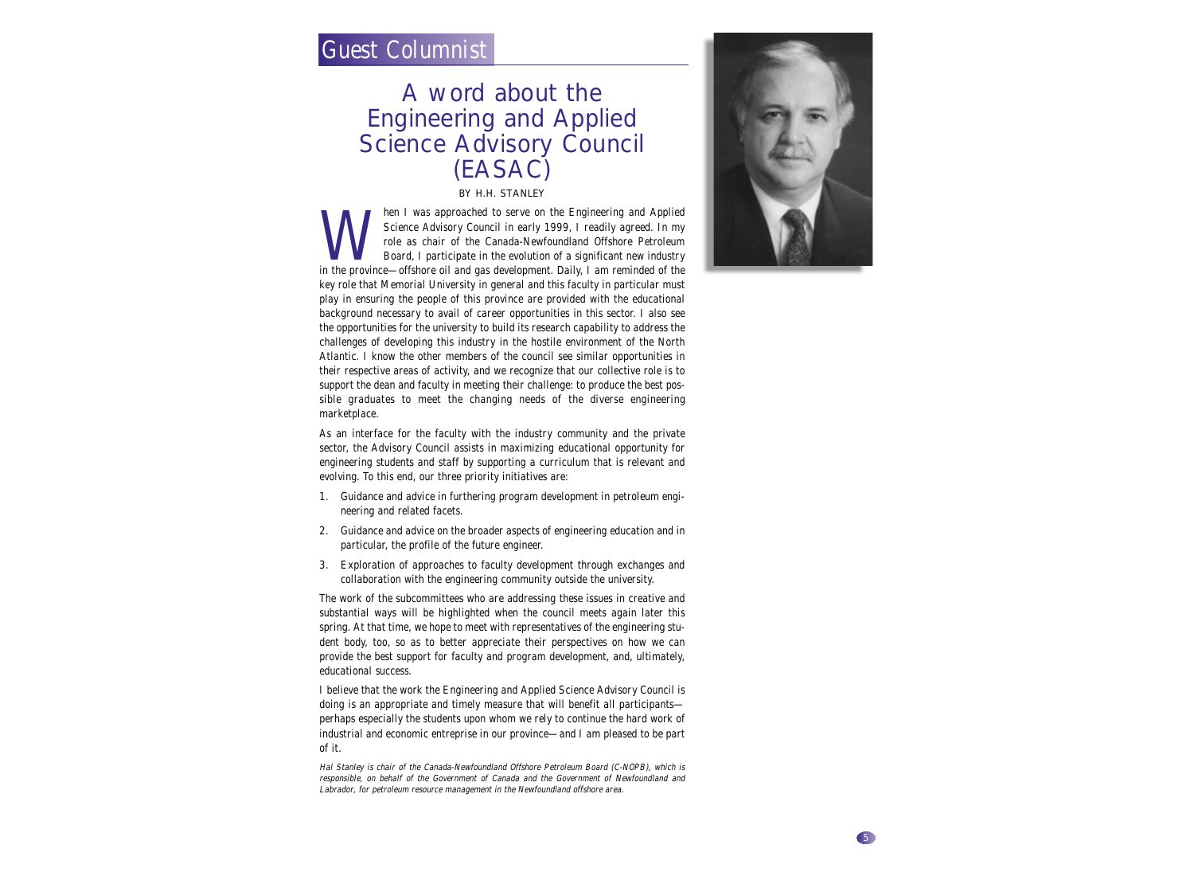Guest Columnist

# A word about the Engineering and Applied Science Advisory Council (EASAC)

BY H.H. STANLEY

When I was approached to serve on the Engineering and Applied Science Advisory Council in early 1999, I readily agreed. In my role as chair of the Canada-Newfoundland Offshore Petroleum Board, I participate in the evolution of a significant new industry in the province—offshore oil and gas development. Daily, I am reminded of the key role that Memorial University in general and this faculty in particular must play in ensuring the people of this province are provided with the educational background necessary to avail of career opportunities in this sector. I also see the opportunities for the university to build its research capability to address the challenges of developing this industry in the hostile environment of the North Atlantic. I know the other members of the council see similar opportunities in their respective areas of activity, and we recognize that our collective role is to support the dean and faculty in meeting their challenge: to produce the best possible graduates to meet the changing needs of the diverse engineering marketplace.

As an interface for the faculty with the industry community and the private sector, the Advisory Council assists in maximizing educational opportunity for engineering students and staff by supporting a curriculum that is relevant and evolving. To this end, our three priority initiatives are:

1. Guidance and advice in furthering program development in petroleum engineering and related facets.
2. Guidance and advice on the broader aspects of engineering education and in particular, the profile of the future engineer.
3. Exploration of approaches to faculty development through exchanges and collaboration with the engineering community outside the university.

The work of the subcommittees who are addressing these issues in creative and substantial ways will be highlighted when the council meets again later this spring. At that time, we hope to meet with representatives of the engineering student body, too, so as to better appreciate their perspectives on how we can provide the best support for faculty and program development, and, ultimately, educational success.

I believe that the work the Engineering and Applied Science Advisory Council is doing is an appropriate and timely measure that will benefit all participants—perhaps especially the students upon whom we rely to continue the hard work of industrial and economic entreprise in our province—and I am pleased to be part of it.

*Hal Stanley is chair of the Canada-Newfoundland Offshore Petroleum Board (C-NOPB), which is responsible, on behalf of the Government of Canada and the Government of Newfoundland and Labrador, for petroleum resource management in the Newfoundland offshore area.*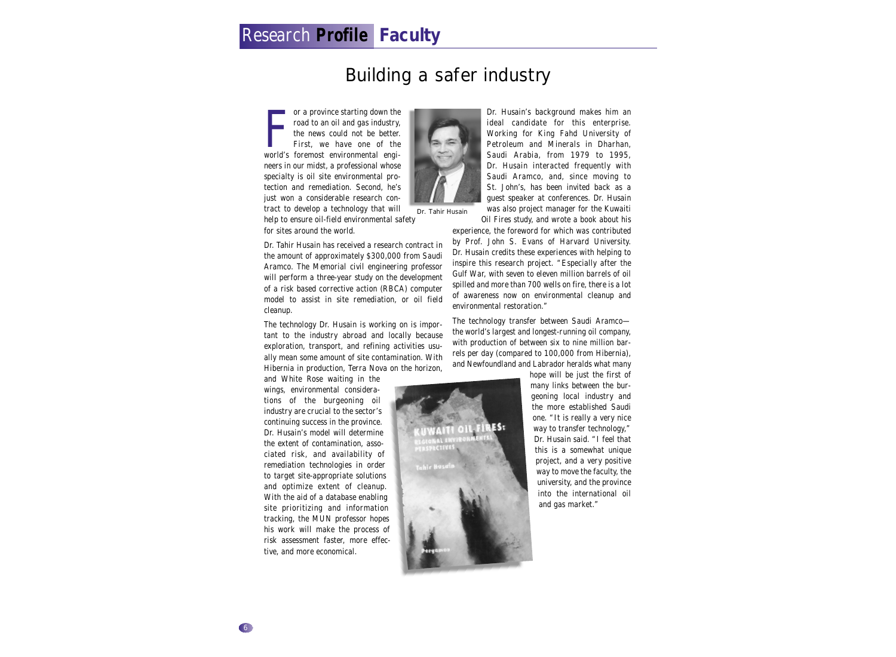# Research Profile Faculty

## Building a safer industry

For a province starting down the road to an oil and gas industry, the news could not be better. First, we have one of the world's foremost environmental engineers in our midst, a professional whose specialty is oil site environmental protection and remediation. Second, he's just won a considerable research contract to develop a technology that will help to ensure oil-field environmental safety for sites around the world.

Dr. Tahir Husain

Dr. Tahir Husain has received a research contract in the amount of approximately $300,000 from Saudi Aramco. The Memorial civil engineering professor will perform a three-year study on the development of a risk based corrective action (RBCA) computer model to assist in site remediation, or oil field cleanup.

The technology Dr. Husain is working on is important to the industry abroad and locally because exploration, transport, and refining activities usually mean some amount of site contamination. With Hibernia in production, Terra Nova on the horizon, and White Rose waiting in the wings, environmental considerations of the burgeoning oil industry are crucial to the sector's continuing success in the province. Dr. Husain's model will determine the extent of contamination, associated risk, and availability of remediation technologies in order to target site-appropriate solutions and optimize extent of cleanup. With the aid of a database enabling site prioritizing and information tracking, the MUN professor hopes his work will make the process of risk assessment faster, more effective, and more economical.

Dr. Husain's background makes him an ideal candidate for this enterprise. Working for King Fahd University of Petroleum and Minerals in Dharhan, Saudi Arabia, from 1979 to 1995, Dr. Husain interacted frequently with Saudi Aramco, and, since moving to St. John's, has been invited back as a guest speaker at conferences. Dr. Husain was also project manager for the Kuwaiti Oil Fires study, and wrote a book about his experience, the foreword for which was contributed by Prof. John S. Evans of Harvard University. Dr. Husain credits these experiences with helping to inspire this research project. "Especially after the Gulf War, with seven to eleven million barrels of oil spilled and more than 700 wells on fire, there is a lot of awareness now on environmental cleanup and environmental restoration."

The technology transfer between Saudi Aramco—the world's largest and longest-running oil company, with production of between six to nine million barrels per day (compared to 100,000 from Hibernia), and Newfoundland and Labrador heralds what many hope will be just the first of many links between the burgeoning local industry and the more established Saudi one. "It is really a very nice way to transfer technology," Dr. Husain said. "I feel that this is a somewhat unique project, and a very positive way to move the faculty, the university, and the province into the international oil and gas market."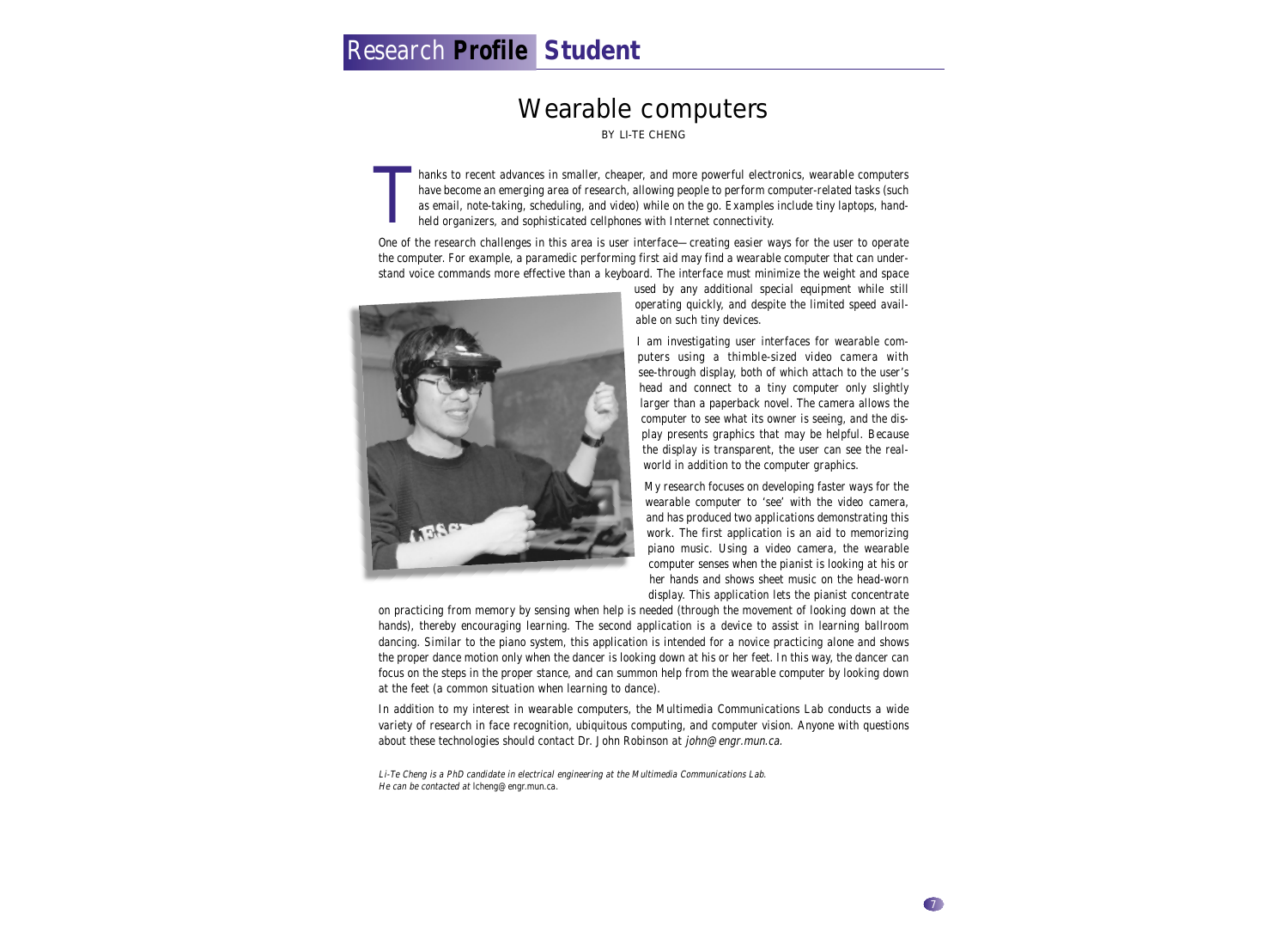# Research Profile Student

## Wearable computers

BY LI-TE CHENG

Thanks to recent advances in smaller, cheaper, and more powerful electronics, wearable computers have become an emerging area of research, allowing people to perform computer-related tasks (such as email, note-taking, scheduling, and video) while on the go. Examples include tiny laptops, hand-held organizers, and sophisticated cellphones with Internet connectivity.

One of the research challenges in this area is user interface—creating easier ways for the user to operate the computer. For example, a paramedic performing first aid may find a wearable computer that can understand voice commands more effective than a keyboard. The interface must minimize the weight and space used by any additional special equipment while still operating quickly, and despite the limited speed available on such tiny devices.

I am investigating user interfaces for wearable computers using a thimble-sized video camera with see-through display, both of which attach to the user's head and connect to a tiny computer only slightly larger than a paperback novel. The camera allows the computer to see what its owner is seeing, and the display presents graphics that may be helpful. Because the display is transparent, the user can see the real-world in addition to the computer graphics.

My research focuses on developing faster ways for the wearable computer to 'see' with the video camera, and has produced two applications demonstrating this work. The first application is an aid to memorizing piano music. Using a video camera, the wearable computer senses when the pianist is looking at his or her hands and shows sheet music on the head-worn display. This application lets the pianist concentrate on practicing from memory by sensing when help is needed (through the movement of looking down at the hands), thereby encouraging learning. The second application is a device to assist in learning ballroom dancing. Similar to the piano system, this application is intended for a novice practicing alone and shows the proper dance motion only when the dancer is looking down at his or her feet. In this way, the dancer can focus on the steps in the proper stance, and can summon help from the wearable computer by looking down at the feet (a common situation when learning to dance).

In addition to my interest in wearable computers, the Multimedia Communications Lab conducts a wide variety of research in face recognition, ubiquitous computing, and computer vision. Anyone with questions about these technologies should contact Dr. John Robinson at *john@engr.mun.ca*.

*Li-Te Cheng is a PhD candidate in electrical engineering at the Multimedia Communications Lab. He can be contacted at* lcheng@engr.mun.ca.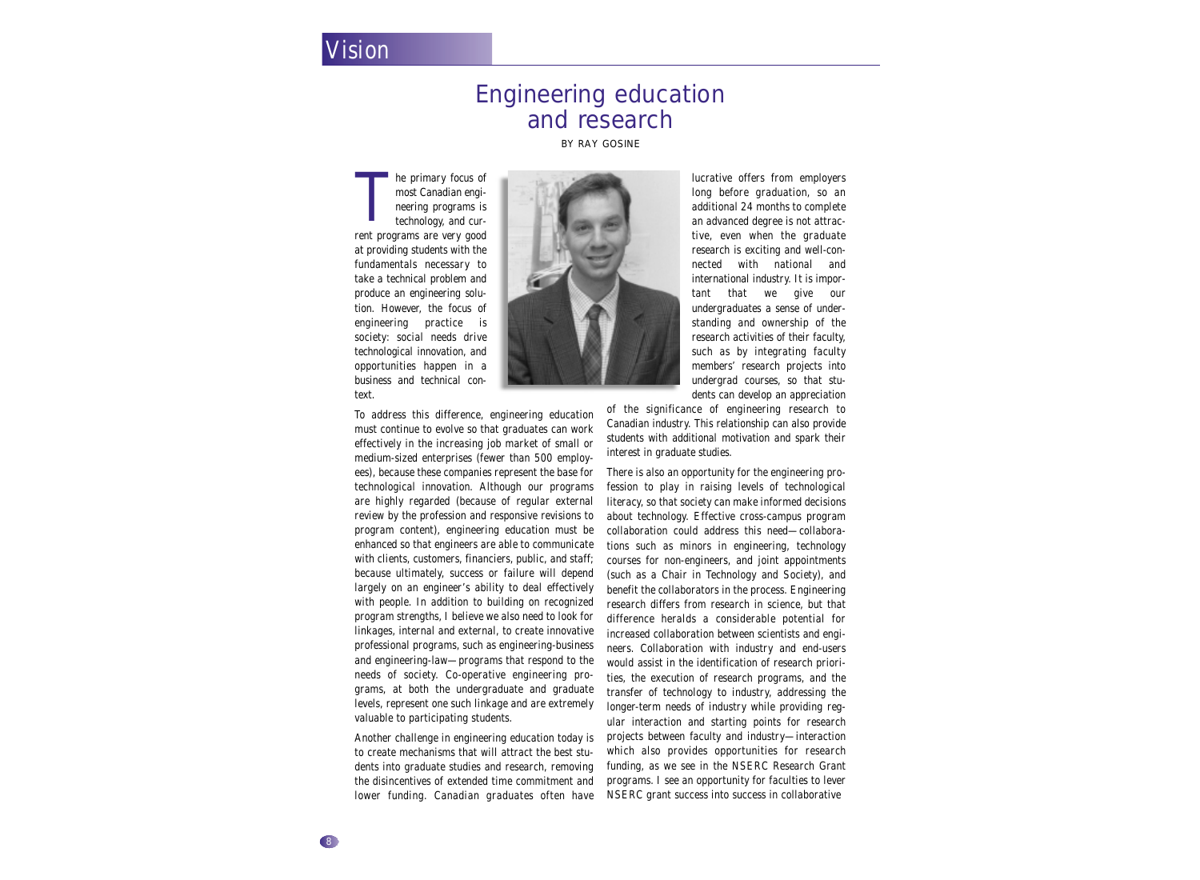# Engineering education and research

BY RAY GOSINE

The primary focus of most Canadian engineering programs is technology, and current programs are very good at providing students with the fundamentals necessary to take a technical problem and produce an engineering solution. However, the focus of engineering practice is society: social needs drive technological innovation, and opportunities happen in a business and technical context.

To address this difference, engineering education must continue to evolve so that graduates can work effectively in the increasing job market of small or medium-sized enterprises (fewer than 500 employees), because these companies represent the base for technological innovation. Although our programs are highly regarded (because of regular external review by the profession and responsive revisions to program content), engineering education must be enhanced so that engineers are able to communicate with clients, customers, financiers, public, and staff; because ultimately, success or failure will depend largely on an engineer's ability to deal effectively with people. In addition to building on recognized program strengths, I believe we also need to look for linkages, internal and external, to create innovative professional programs, such as engineering-business and engineering-law—programs that respond to the needs of society. Co-operative engineering programs, at both the undergraduate and graduate levels, represent one such linkage and are extremely valuable to participating students.

Another challenge in engineering education today is to create mechanisms that will attract the best students into graduate studies and research, removing the disincentives of extended time commitment and lower funding. Canadian graduates often have lucrative offers from employers long before graduation, so an additional 24 months to complete an advanced degree is not attractive, even when the graduate research is exciting and well-connected with national and international industry. It is important that we give our undergraduates a sense of understanding and ownership of the research activities of their faculty, such as by integrating faculty members' research projects into undergrad courses, so that students can develop an appreciation of the significance of engineering research to Canadian industry. This relationship can also provide students with additional motivation and spark their interest in graduate studies.

There is also an opportunity for the engineering profession to play in raising levels of technological literacy, so that society can make informed decisions about technology. Effective cross-campus program collaboration could address this need—collaborations such as minors in engineering, technology courses for non-engineers, and joint appointments (such as a Chair in Technology and Society), and benefit the collaborators in the process. Engineering research differs from research in science, but that difference heralds a considerable potential for increased collaboration between scientists and engineers. Collaboration with industry and end-users would assist in the identification of research priorities, the execution of research programs, and the transfer of technology to industry, addressing the longer-term needs of industry while providing regular interaction and starting points for research projects between faculty and industry—interaction which also provides opportunities for research funding, as we see in the NSERC Research Grant programs. I see an opportunity for faculties to lever NSERC grant success into success in collaborative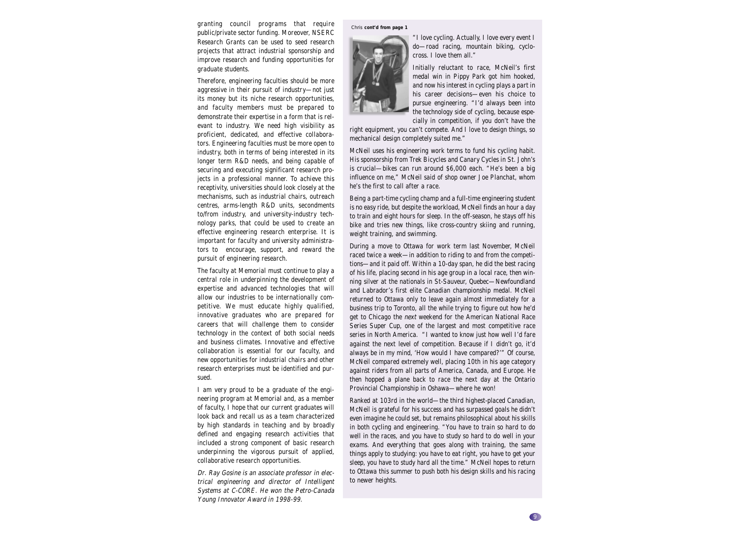granting council programs that require public/private sector funding. Moreover, NSERC Research Grants can be used to seed research projects that attract industrial sponsorship and improve research and funding opportunities for graduate students.

Therefore, engineering faculties should be more aggressive in their pursuit of industry—not just its money but its niche research opportunities, and faculty members must be prepared to demonstrate their expertise in a form that is relevant to industry. We need high visibility as proficient, dedicated, and effective collaborators. Engineering faculties must be more open to industry, both in terms of being interested in its longer term R&D needs, and being capable of securing and executing significant research projects in a professional manner. To achieve this receptivity, universities should look closely at the mechanisms, such as industrial chairs, outreach centres, arms-length R&D units, secondments to/from industry, and university-industry technology parks, that could be used to create an effective engineering research enterprise. It is important for faculty and university administrators to encourage, support, and reward the pursuit of engineering research.

The faculty at Memorial must continue to play a central role in underpinning the development of expertise and advanced technologies that will allow our industries to be internationally competitive. We must educate highly qualified, innovative graduates who are prepared for careers that will challenge them to consider technology in the context of both social needs and business climates. Innovative and effective collaboration is essential for our faculty, and new opportunities for industrial chairs and other research enterprises must be identified and pursued.

I am very proud to be a graduate of the engineering program at Memorial and, as a member of faculty, I hope that our current graduates will look back and recall us as a team characterized by high standards in teaching and by broadly defined and engaging research activities that included a strong component of basic research underpinning the vigorous pursuit of applied, collaborative research opportunities.

*Dr. Ray Gosine is an associate professor in electrical engineering and director of Intelligent Systems at C-CORE. He won the Petro-Canada Young Innovator Award in 1998-99.*

Chris **cont'd from page 1**

"I love cycling. Actually, I love every event I do—road racing, mountain biking, cyclo-cross. I love them all."

Initially reluctant to race, McNeil's first medal win in Pippy Park got him hooked, and now his interest in cycling plays a part in his career decisions—even his choice to pursue engineering. "I'd always been into the technology side of cycling, because especially in competition, if you don't have the right equipment, you can't compete. And I love to design things, so mechanical design completely suited me."

McNeil uses his engineering work terms to fund his cycling habit. His sponsorship from Trek Bicycles and Canary Cycles in St. John's is crucial—bikes can run around $6,000 each. "He's been a big influence on me," McNeil said of shop owner Joe Planchat, whom he's the first to call after a race.

Being a part-time cycling champ and a full-time engineering student is no easy ride, but despite the workload, McNeil finds an hour a day to train and eight hours for sleep. In the off-season, he stays off his bike and tries new things, like cross-country skiing and running, weight training, and swimming.

During a move to Ottawa for work term last November, McNeil raced twice a week—in addition to riding to and from the competitions—and it paid off. Within a 10-day span, he did the best racing of his life, placing second in his age group in a local race, then winning silver at the nationals in St-Sauveur, Quebec—Newfoundland and Labrador's first elite Canadian championship medal. McNeil returned to Ottawa only to leave again almost immediately for a business trip to Toronto, all the while trying to figure out how he'd get to Chicago the *next* weekend for the American National Race Series Super Cup, one of the largest and most competitive race series in North America. "I wanted to know just how well I'd fare against the next level of competition. Because if I didn't go, it'd always be in my mind, 'How would I have compared?'" Of course, McNeil compared extremely well, placing 10th in his age category against riders from all parts of America, Canada, and Europe. He then hopped a plane back to race the next day at the Ontario Provincial Championship in Oshawa—where he won!

Ranked at 103rd in the world—the third highest-placed Canadian, McNeil is grateful for his success and has surpassed goals he didn't even imagine he could set, but remains philosophical about his skills in both cycling and engineering. "You have to train so hard to do well in the races, and you have to study so hard to do well in your exams. And everything that goes along with training, the same things apply to studying: you have to eat right, you have to get your sleep, you have to study hard all the time." McNeil hopes to return to Ottawa this summer to push both his design skills and his racing to newer heights.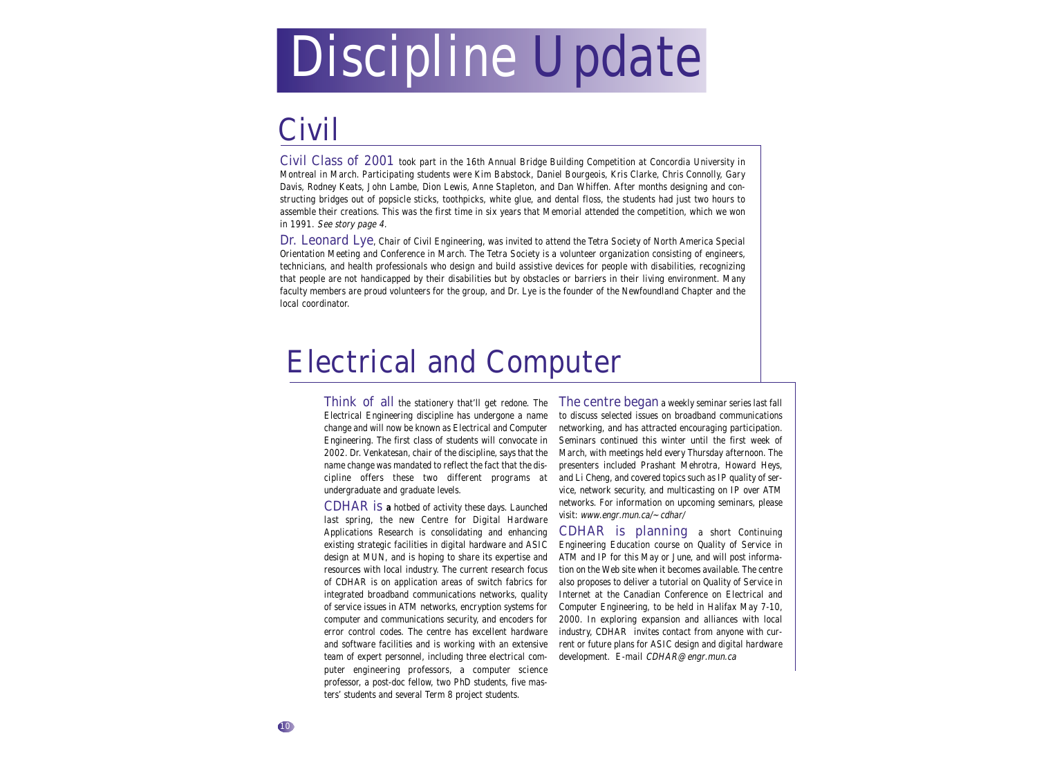# Discipline Update

## Civil

Civil Class of 2001 took part in the 16th Annual Bridge Building Competition at Concordia University in Montreal in March. Participating students were Kim Babstock, Daniel Bourgeois, Kris Clarke, Chris Connolly, Gary Davis, Rodney Keats, John Lambe, Dion Lewis, Anne Stapleton, and Dan Whiffen. After months designing and constructing bridges out of popsicle sticks, toothpicks, white glue, and dental floss, the students had just two hours to assemble their creations. This was the first time in six years that Memorial attended the competition, which we won in 1991. *See story page 4.*

Dr. Leonard Lye, Chair of Civil Engineering, was invited to attend the Tetra Society of North America Special Orientation Meeting and Conference in March. The Tetra Society is a volunteer organization consisting of engineers, technicians, and health professionals who design and build assistive devices for people with disabilities, recognizing that people are not handicapped by their disabilities but by obstacles or barriers in their living environment. Many faculty members are proud volunteers for the group, and Dr. Lye is the founder of the Newfoundland Chapter and the local coordinator.

## Electrical and Computer

Think of all the stationery that'll get redone. The Electrical Engineering discipline has undergone a name change and will now be known as Electrical and Computer Engineering. The first class of students will convocate in 2002. Dr. Venkatesan, chair of the discipline, says that the name change was mandated to reflect the fact that the discipline offers these two different programs at undergraduate and graduate levels.

CDHAR is a hotbed of activity these days. Launched last spring, the new Centre for Digital Hardware Applications Research is consolidating and enhancing existing strategic facilities in digital hardware and ASIC design at MUN, and is hoping to share its expertise and resources with local industry. The current research focus of CDHAR is on application areas of switch fabrics for integrated broadband communications networks, quality of service issues in ATM networks, encryption systems for computer and communications security, and encoders for error control codes. The centre has excellent hardware and software facilities and is working with an extensive team of expert personnel, including three electrical computer engineering professors, a computer science professor, a post-doc fellow, two PhD students, five masters' students and several Term 8 project students.

The centre began a weekly seminar series last fall to discuss selected issues on broadband communications networking, and has attracted encouraging participation. Seminars continued this winter until the first week of March, with meetings held every Thursday afternoon. The presenters included Prashant Mehrotra, Howard Heys, and Li Cheng, and covered topics such as IP quality of service, network security, and multicasting on IP over ATM networks. For information on upcoming seminars, please visit: *www.engr.mun.ca/~cdhar/*

CDHAR is planning a short Continuing Engineering Education course on Quality of Service in ATM and IP for this May or June, and will post information on the Web site when it becomes available. The centre also proposes to deliver a tutorial on Quality of Service in Internet at the Canadian Conference on Electrical and Computer Engineering, to be held in Halifax May 7-10, 2000. In exploring expansion and alliances with local industry, CDHAR invites contact from anyone with current or future plans for ASIC design and digital hardware development. E-mail *CDHAR@engr.mun.ca*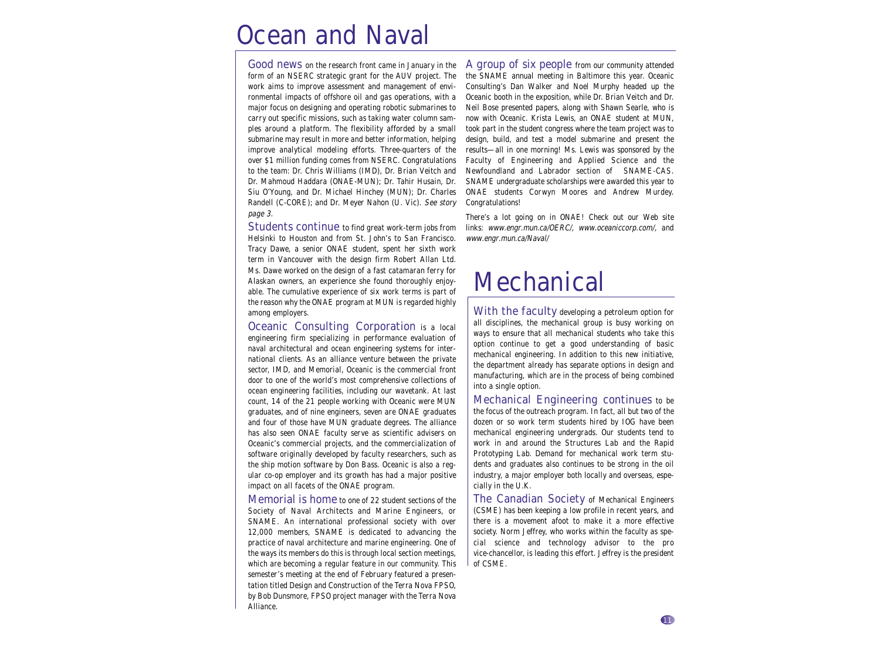# Ocean and Naval

Good news on the research front came in January in the form of an NSERC strategic grant for the AUV project. The work aims to improve assessment and management of environmental impacts of offshore oil and gas operations, with a major focus on designing and operating robotic submarines to carry out specific missions, such as taking water column samples around a platform. The flexibility afforded by a small submarine may result in more and better information, helping improve analytical modeling efforts. Three-quarters of the over $1 million funding comes from NSERC. Congratulations to the team: Dr. Chris Williams (IMD), Dr. Brian Veitch and Dr. Mahmoud Haddara (ONAE-MUN); Dr. Tahir Husain, Dr. Siu O'Young, and Dr. Michael Hinchey (MUN); Dr. Charles Randell (C-CORE); and Dr. Meyer Nahon (U. Vic). *See story page 3.*

Students continue to find great work-term jobs from Helsinki to Houston and from St. John's to San Francisco. Tracy Dawe, a senior ONAE student, spent her sixth work term in Vancouver with the design firm Robert Allan Ltd. Ms. Dawe worked on the design of a fast catamaran ferry for Alaskan owners, an experience she found thoroughly enjoyable. The cumulative experience of six work terms is part of the reason why the ONAE program at MUN is regarded highly among employers.

Oceanic Consulting Corporation is a local engineering firm specializing in performance evaluation of naval architectural and ocean engineering systems for international clients. As an alliance venture between the private sector, IMD, and Memorial, Oceanic is the commercial front door to one of the world's most comprehensive collections of ocean engineering facilities, including our wavetank. At last count, 14 of the 21 people working with Oceanic were MUN graduates, and of nine engineers, seven are ONAE graduates and four of those have MUN graduate degrees. The alliance has also seen ONAE faculty serve as scientific advisers on Oceanic's commercial projects, and the commercialization of software originally developed by faculty researchers, such as the ship motion software by Don Bass. Oceanic is also a regular co-op employer and its growth has had a major positive impact on all facets of the ONAE program.

Memorial is home to one of 22 student sections of the Society of Naval Architects and Marine Engineers, or SNAME. An international professional society with over 12,000 members, SNAME is dedicated to advancing the practice of naval architecture and marine engineering. One of the ways its members do this is through local section meetings, which are becoming a regular feature in our community. This semester's meeting at the end of February featured a presentation titled Design and Construction of the Terra Nova FPSO, by Bob Dunsmore, FPSO project manager with the Terra Nova Alliance.

A group of six people from our community attended the SNAME annual meeting in Baltimore this year. Oceanic Consulting's Dan Walker and Noel Murphy headed up the Oceanic booth in the exposition, while Dr. Brian Veitch and Dr. Neil Bose presented papers, along with Shawn Searle, who is now with Oceanic. Krista Lewis, an ONAE student at MUN, took part in the student congress where the team project was to design, build, and test a model submarine and present the results—all in one morning! Ms. Lewis was sponsored by the Faculty of Engineering and Applied Science and the Newfoundland and Labrador section of SNAME-CAS. SNAME undergraduate scholarships were awarded this year to ONAE students Corwyn Moores and Andrew Murdey. Congratulations!

There's a lot going on in ONAE! Check out our Web site links: *www.engr.mun.ca/OERC/*, *www.oceaniccorp.com/*, and *www.engr.mun.ca/Naval/*

# Mechanical

With the faculty developing a petroleum option for all disciplines, the mechanical group is busy working on ways to ensure that all mechanical students who take this option continue to get a good understanding of basic mechanical engineering. In addition to this new initiative, the department already has separate options in design and manufacturing, which are in the process of being combined into a single option.

Mechanical Engineering continues to be the focus of the outreach program. In fact, all but two of the dozen or so work term students hired by IOG have been mechanical engineering undergrads. Our students tend to work in and around the Structures Lab and the Rapid Prototyping Lab. Demand for mechanical work term students and graduates also continues to be strong in the oil industry, a major employer both locally and overseas, especially in the U.K.

The Canadian Society of Mechanical Engineers (CSME) has been keeping a low profile in recent years, and there is a movement afoot to make it a more effective society. Norm Jeffrey, who works within the faculty as special science and technology advisor to the pro vice-chancellor, is leading this effort. Jeffrey is the president of CSME.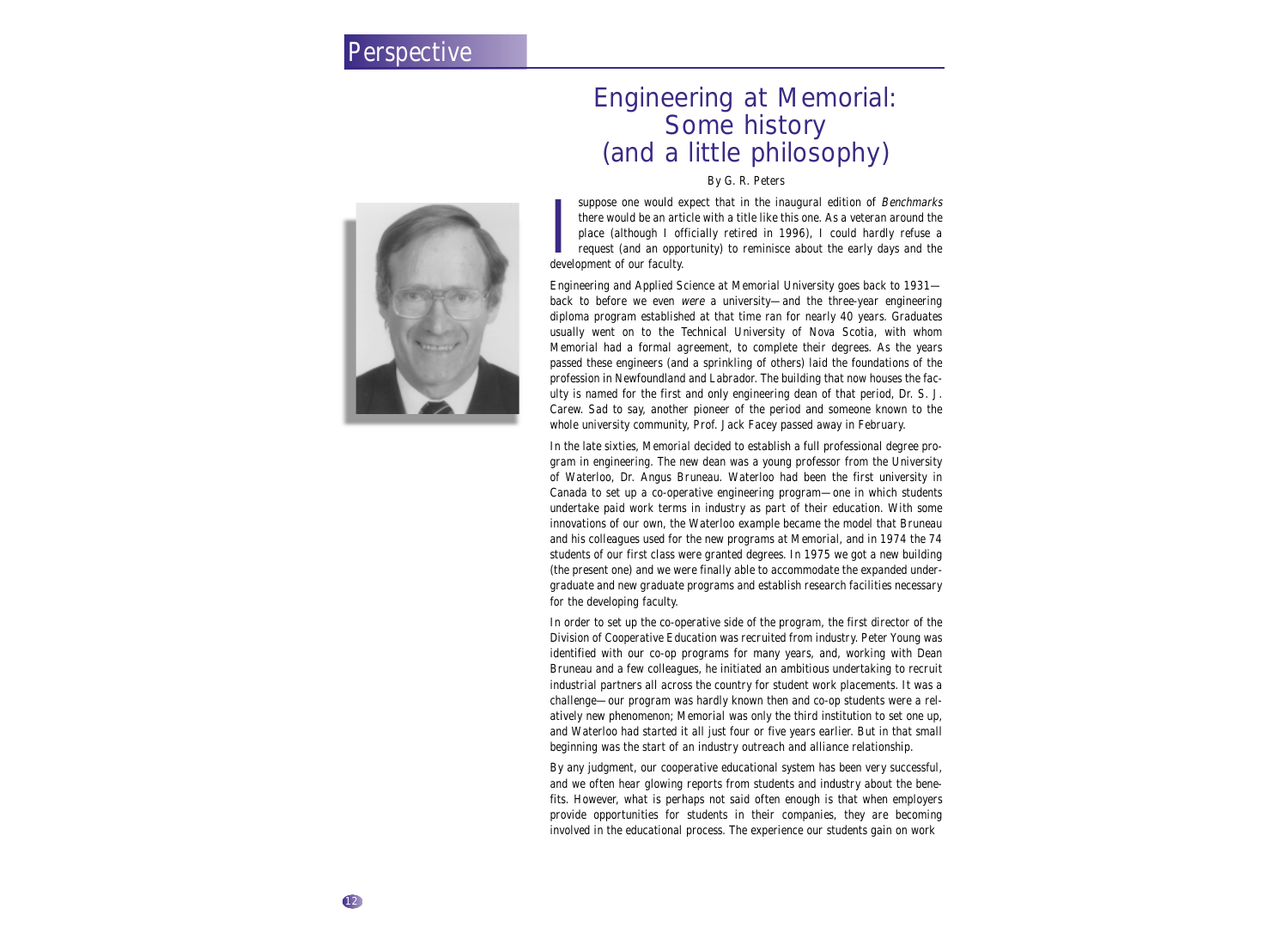# Engineering at Memorial: Some history (and a little philosophy)

By G. R. Peters

I suppose one would expect that in the inaugural edition of *Benchmarks* there would be an article with a title like this one. As a veteran around the place (although I officially retired in 1996), I could hardly refuse a request (and an opportunity) to reminisce about the early days and the development of our faculty.

Engineering and Applied Science at Memorial University goes back to 1931—back to before we even *were* a university—and the three-year engineering diploma program established at that time ran for nearly 40 years. Graduates usually went on to the Technical University of Nova Scotia, with whom Memorial had a formal agreement, to complete their degrees. As the years passed these engineers (and a sprinkling of others) laid the foundations of the profession in Newfoundland and Labrador. The building that now houses the faculty is named for the first and only engineering dean of that period, Dr. S. J. Carew. Sad to say, another pioneer of the period and someone known to the whole university community, Prof. Jack Facey passed away in February.

In the late sixties, Memorial decided to establish a full professional degree program in engineering. The new dean was a young professor from the University of Waterloo, Dr. Angus Bruneau. Waterloo had been the first university in Canada to set up a co-operative engineering program—one in which students undertake paid work terms in industry as part of their education. With some innovations of our own, the Waterloo example became the model that Bruneau and his colleagues used for the new programs at Memorial, and in 1974 the 74 students of our first class were granted degrees. In 1975 we got a new building (the present one) and we were finally able to accommodate the expanded undergraduate and new graduate programs and establish research facilities necessary for the developing faculty.

In order to set up the co-operative side of the program, the first director of the Division of Cooperative Education was recruited from industry. Peter Young was identified with our co-op programs for many years, and, working with Dean Bruneau and a few colleagues, he initiated an ambitious undertaking to recruit industrial partners all across the country for student work placements. It was a challenge—our program was hardly known then and co-op students were a relatively new phenomenon; Memorial was only the third institution to set one up, and Waterloo had started it all just four or five years earlier. But in that small beginning was the start of an industry outreach and alliance relationship.

By any judgment, our cooperative educational system has been very successful, and we often hear glowing reports from students and industry about the benefits. However, what is perhaps not said often enough is that when employers provide opportunities for students in their companies, they are becoming involved in the educational process. The experience our students gain on work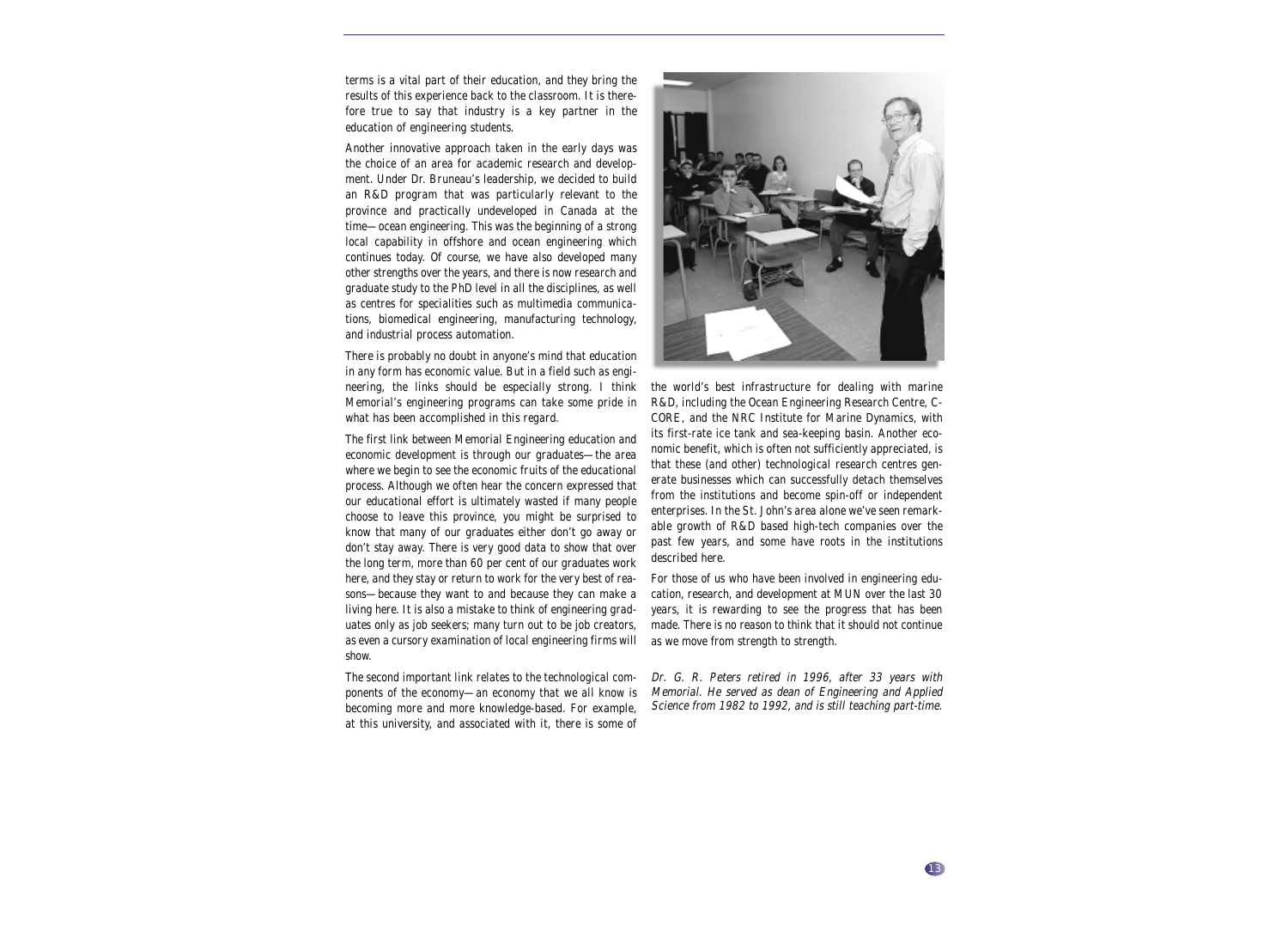terms is a vital part of their education, and they bring the results of this experience back to the classroom. It is therefore true to say that industry is a key partner in the education of engineering students.

Another innovative approach taken in the early days was the choice of an area for academic research and development. Under Dr. Bruneau's leadership, we decided to build an R&D program that was particularly relevant to the province and practically undeveloped in Canada at the time—ocean engineering. This was the beginning of a strong local capability in offshore and ocean engineering which continues today. Of course, we have also developed many other strengths over the years, and there is now research and graduate study to the PhD level in all the disciplines, as well as centres for specialities such as multimedia communications, biomedical engineering, manufacturing technology, and industrial process automation.

There is probably no doubt in anyone's mind that education in any form has economic value. But in a field such as engineering, the links should be especially strong. I think Memorial's engineering programs can take some pride in what has been accomplished in this regard.

The first link between Memorial Engineering education and economic development is through our graduates—the area where we begin to see the economic fruits of the educational process. Although we often hear the concern expressed that our educational effort is ultimately wasted if many people choose to leave this province, you might be surprised to know that many of our graduates either don't go away or don't stay away. There is very good data to show that over the long term, more than 60 per cent of our graduates work here, and they stay or return to work for the very best of reasons—because they want to and because they can make a living here. It is also a mistake to think of engineering graduates only as job seekers; many turn out to be job creators, as even a cursory examination of local engineering firms will show.

The second important link relates to the technological components of the economy—an economy that we all know is becoming more and more knowledge-based. For example, at this university, and associated with it, there is some of the world's best infrastructure for dealing with marine R&D, including the Ocean Engineering Research Centre, C-CORE, and the NRC Institute for Marine Dynamics, with its first-rate ice tank and sea-keeping basin. Another economic benefit, which is often not sufficiently appreciated, is that these (and other) technological research centres generate businesses which can successfully detach themselves from the institutions and become spin-off or independent enterprises. In the St. John's area alone we've seen remarkable growth of R&D based high-tech companies over the past few years, and some have roots in the institutions described here.

For those of us who have been involved in engineering education, research, and development at MUN over the last 30 years, it is rewarding to see the progress that has been made. There is no reason to think that it should not continue as we move from strength to strength.

*Dr. G. R. Peters retired in 1996, after 33 years with Memorial. He served as dean of Engineering and Applied Science from 1982 to 1992, and is still teaching part-time.*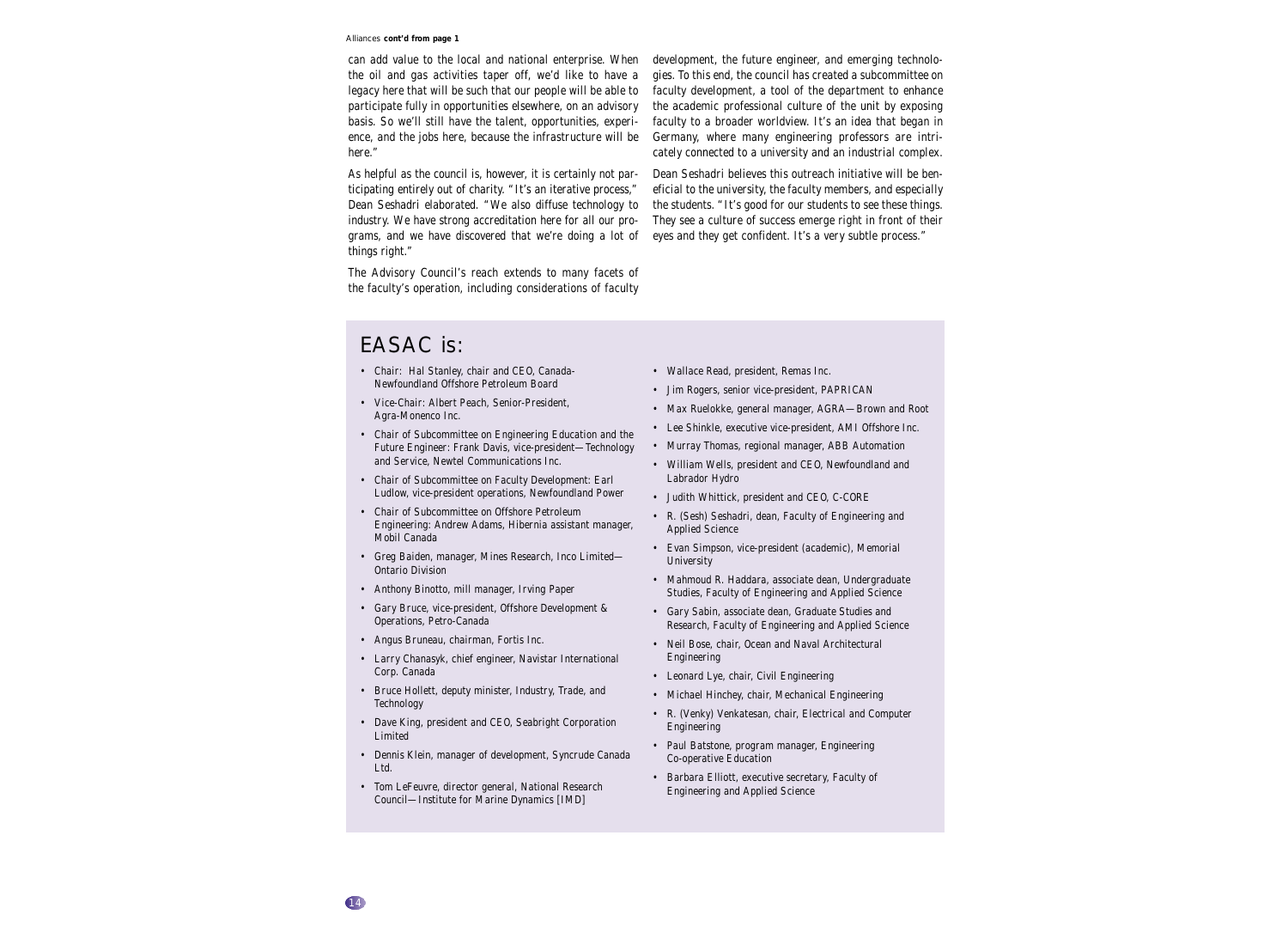Alliances **cont'd from page 1**

can add value to the local and national enterprise. When the oil and gas activities taper off, we'd like to have a legacy here that will be such that our people will be able to participate fully in opportunities elsewhere, on an advisory basis. So we'll still have the talent, opportunities, experience, and the jobs here, because the infrastructure will be here."

As helpful as the council is, however, it is certainly not participating entirely out of charity. "It's an iterative process," Dean Seshadri elaborated. "We also diffuse technology to industry. We have strong accreditation here for all our programs, and we have discovered that we're doing a lot of things right."

The Advisory Council's reach extends to many facets of the faculty's operation, including considerations of faculty development, the future engineer, and emerging technologies. To this end, the council has created a subcommittee on faculty development, a tool of the department to enhance the academic professional culture of the unit by exposing faculty to a broader worldview. It's an idea that began in Germany, where many engineering professors are intricately connected to a university and an industrial complex.

Dean Seshadri believes this outreach initiative will be beneficial to the university, the faculty members, and especially the students. "It's good for our students to see these things. They see a culture of success emerge right in front of their eyes and they get confident. It's a very subtle process."

## EASAC is:

- Chair: Hal Stanley, chair and CEO, Canada-Newfoundland Offshore Petroleum Board
- Vice-Chair: Albert Peach, Senior-President, Agra-Monenco Inc.
- Chair of Subcommittee on Engineering Education and the Future Engineer: Frank Davis, vice-president—Technology and Service, Newtel Communications Inc.
- Chair of Subcommittee on Faculty Development: Earl Ludlow, vice-president operations, Newfoundland Power
- Chair of Subcommittee on Offshore Petroleum Engineering: Andrew Adams, Hibernia assistant manager, Mobil Canada
- Greg Baiden, manager, Mines Research, Inco Limited—Ontario Division
- Anthony Binotto, mill manager, Irving Paper
- Gary Bruce, vice-president, Offshore Development & Operations, Petro-Canada
- Angus Bruneau, chairman, Fortis Inc.
- Larry Chanasyk, chief engineer, Navistar International Corp. Canada
- Bruce Hollett, deputy minister, Industry, Trade, and Technology
- Dave King, president and CEO, Seabright Corporation Limited
- Dennis Klein, manager of development, Syncrude Canada Ltd.
- Tom LeFeuvre, director general, National Research Council—Institute for Marine Dynamics [IMD]
- Wallace Read, president, Remas Inc.
- Jim Rogers, senior vice-president, PAPRICAN
- Max Ruelokke, general manager, AGRA—Brown and Root
- Lee Shinkle, executive vice-president, AMI Offshore Inc.
- Murray Thomas, regional manager, ABB Automation
- William Wells, president and CEO, Newfoundland and Labrador Hydro
- Judith Whittick, president and CEO, C-CORE
- R. (Sesh) Seshadri, dean, Faculty of Engineering and Applied Science
- Evan Simpson, vice-president (academic), Memorial University
- Mahmoud R. Haddara, associate dean, Undergraduate Studies, Faculty of Engineering and Applied Science
- Gary Sabin, associate dean, Graduate Studies and Research, Faculty of Engineering and Applied Science
- Neil Bose, chair, Ocean and Naval Architectural Engineering
- Leonard Lye, chair, Civil Engineering
- Michael Hinchey, chair, Mechanical Engineering
- R. (Venky) Venkatesan, chair, Electrical and Computer Engineering
- Paul Batstone, program manager, Engineering Co-operative Education
- Barbara Elliott, executive secretary, Faculty of Engineering and Applied Science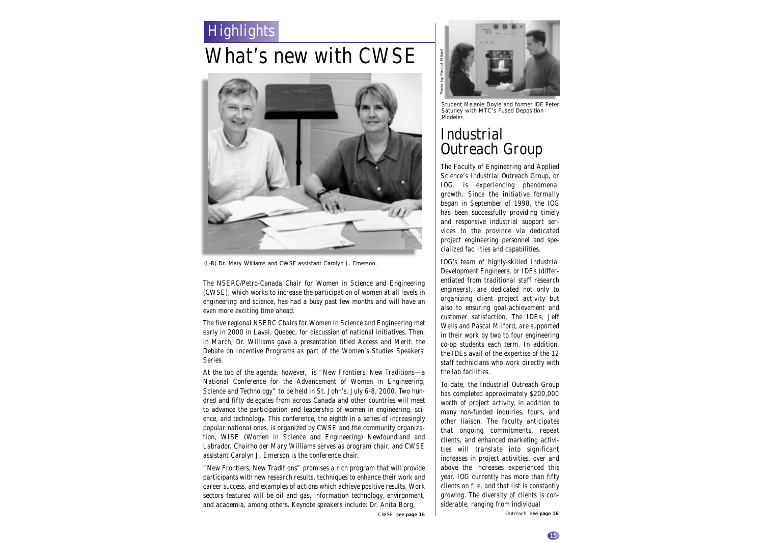Highlights

# What's new with CWSE

(L-R) Dr. Mary Williams and CWSE assistant Carolyn J. Emerson.

The NSERC/Petro-Canada Chair for Women in Science and Engineering (CWSE), which works to increase the participation of women at all levels in engineering and science, has had a busy past few months and will have an even more exciting time ahead.

The five regional NSERC Chairs for Women in Science and Engineering met early in 2000 in Laval, Quebec, for discussion of national initiatives. Then, in March, Dr. Williams gave a presentation titled Access and Merit: the Debate on Incentive Programs as part of the Women's Studies Speakers' Series.

At the top of the agenda, however, is "New Frontiers, New Traditions—a National Conference for the Advancement of Women in Engineering, Science and Technology" to be held in St. John's, July 6-8, 2000. Two hundred and fifty delegates from across Canada and other countries will meet to advance the participation and leadership of women in engineering, science, and technology. This conference, the eighth in a series of increasingly popular national ones, is organized by CWSE and the community organization, WISE (Women in Science and Engineering) Newfoundland and Labrador. Chairholder Mary Williams serves as program chair, and CWSE assistant Carolyn J. Emerson is the conference chair.

"New Frontiers, New Traditions" promises a rich program that will provide participants with new research results, techniques to enhance their work and career success, and examples of actions which achieve positive results. Work sectors featured will be oil and gas, information technology, environment, and academia, among others. Keynote speakers include: Dr. Anita Borg,

CWSE **see page 16**

Photo by Pascal Milord

Student Melanie Doyle and former IDE Peter Saturley with MTC's Fused Deposition Modeler.

## Industrial Outreach Group

The Faculty of Engineering and Applied Science's Industrial Outreach Group, or IOG, is experiencing phenomenal growth. Since the initiative formally began in September of 1998, the IOG has been successfully providing timely and responsive industrial support services to the province via dedicated project engineering personnel and specialized facilities and capabilities.

IOG's team of highly-skilled Industrial Development Engineers, or IDEs (differentiated from traditional staff research engineers), are dedicated not only to organizing client project activity but also to ensuring goal-achievement and customer satisfaction. The IDEs, Jeff Wells and Pascal Milford, are supported in their work by two to four engineering co-op students each term. In addition, the IDEs avail of the expertise of the 12 staff technicians who work directly with the lab facilities.

To date, the Industrial Outreach Group has completed approximately $200,000 worth of project activity, in addition to many non-funded inquiries, tours, and other liaison. The faculty anticipates that ongoing commitments, repeat clients, and enhanced marketing activities will translate into significant increases in project activities, over and above the increases experienced this year. IOG currently has more than fifty clients on file, and that list is constantly growing. The diversity of clients is considerable, ranging from individual

Outreach **see page 16**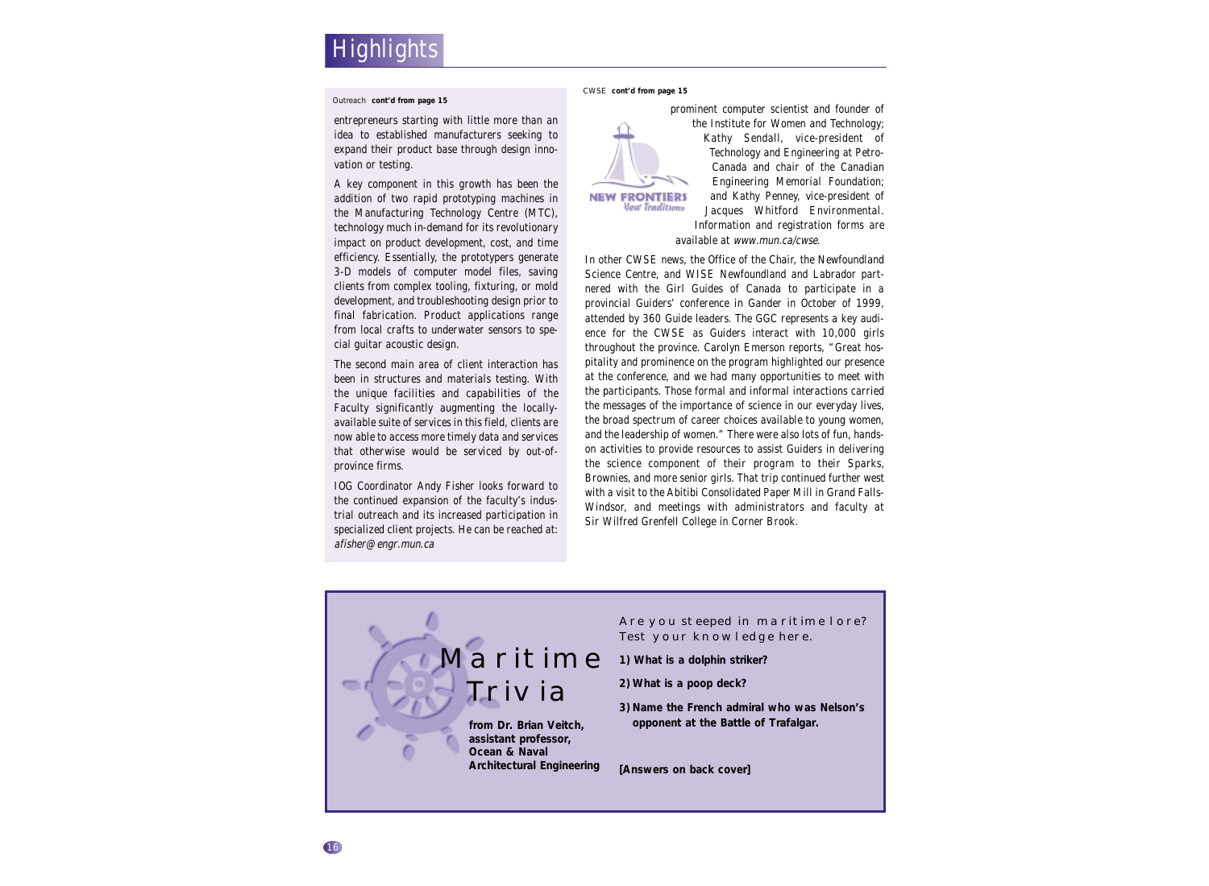# Highlights

Outreach **cont'd from page 15**

entrepreneurs starting with little more than an idea to established manufacturers seeking to expand their product base through design innovation or testing.

A key component in this growth has been the addition of two rapid prototyping machines in the Manufacturing Technology Centre (MTC), technology much in-demand for its revolutionary impact on product development, cost, and time efficiency. Essentially, the prototypers generate 3-D models of computer model files, saving clients from complex tooling, fixturing, or mold development, and troubleshooting design prior to final fabrication. Product applications range from local crafts to underwater sensors to special guitar acoustic design.

The second main area of client interaction has been in structures and materials testing. With the unique facilities and capabilities of the Faculty significantly augmenting the locally-available suite of services in this field, clients are now able to access more timely data and services that otherwise would be serviced by out-of-province firms.

IOG Coordinator Andy Fisher looks forward to the continued expansion of the faculty's industrial outreach and its increased participation in specialized client projects. He can be reached at: *afisher@engr.mun.ca*

CWSE **cont'd from page 15**

NEW FRONTIERS *New Traditions*

prominent computer scientist and founder of the Institute for Women and Technology; Kathy Sendall, vice-president of Technology and Engineering at Petro-Canada and chair of the Canadian Engineering Memorial Foundation; and Kathy Penney, vice-president of Jacques Whitford Environmental. Information and registration forms are available at *www.mun.ca/cwse*.

In other CWSE news, the Office of the Chair, the Newfoundland Science Centre, and WISE Newfoundland and Labrador partnered with the Girl Guides of Canada to participate in a provincial Guiders' conference in Gander in October of 1999, attended by 360 Guide leaders. The GGC represents a key audience for the CWSE as Guiders interact with 10,000 girls throughout the province. Carolyn Emerson reports, "Great hospitality and prominence on the program highlighted our presence at the conference, and we had many opportunities to meet with the participants. Those formal and informal interactions carried the messages of the importance of science in our everyday lives, the broad spectrum of career choices available to young women, and the leadership of women." There were also lots of fun, hands-on activities to provide resources to assist Guiders in delivering the science component of their program to their Sparks, Brownies, and more senior girls. That trip continued further west with a visit to the Abitibi Consolidated Paper Mill in Grand Falls-Windsor, and meetings with administrators and faculty at Sir Wilfred Grenfell College in Corner Brook.

## Maritime Trivia

**from Dr. Brian Veitch, assistant professor, Ocean & Naval Architectural Engineering**

Are you steeped in maritime lore? Test your knowledge here.

1) **What is a dolphin striker?**

2) **What is a poop deck?**

3) **Name the French admiral who was Nelson's opponent at the Battle of Trafalgar.**

**[Answers on back cover]**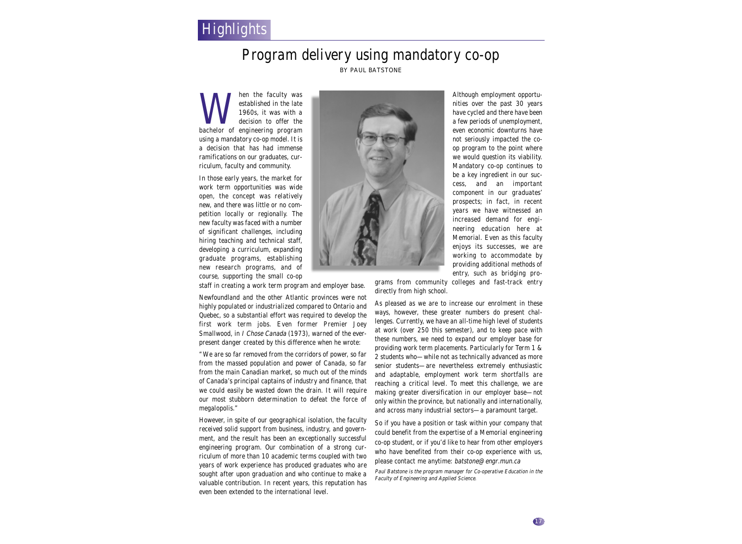Highlights

# Program delivery using mandatory co-op

BY PAUL BATSTONE

When the faculty was established in the late 1960s, it was with a decision to offer the bachelor of engineering program using a mandatory co-op model. It is a decision that has had immense ramifications on our graduates, curriculum, faculty and community.

In those early years, the market for work term opportunities was wide open, the concept was relatively new, and there was little or no competition locally or regionally. The new faculty was faced with a number of significant challenges, including hiring teaching and technical staff, developing a curriculum, expanding graduate programs, establishing new research programs, and of course, supporting the small co-op staff in creating a work term program and employer base.

Newfoundland and the other Atlantic provinces were not highly populated or industrialized compared to Ontario and Quebec, so a substantial effort was required to develop the first work term jobs. Even former Premier Joey Smallwood, in *I Chose Canada* (1973), warned of the ever-present danger created by this difference when he wrote:

"We are so far removed from the corridors of power, so far from the massed population and power of Canada, so far from the main Canadian market, so much out of the minds of Canada's principal captains of industry and finance, that we could easily be wasted down the drain. It will require our most stubborn determination to defeat the force of megalopolis."

However, in spite of our geographical isolation, the faculty received solid support from business, industry, and government, and the result has been an exceptionally successful engineering program. Our combination of a strong curriculum of more than 10 academic terms coupled with two years of work experience has produced graduates who are sought after upon graduation and who continue to make a valuable contribution. In recent years, this reputation has even been extended to the international level.

Although employment opportunities over the past 30 years have cycled and there have been a few periods of unemployment, even economic downturns have not seriously impacted the co-op program to the point where we would question its viability. Mandatory co-op continues to be a key ingredient in our success, and an important component in our graduates' prospects; in fact, in recent years we have witnessed an increased demand for engineering education here at Memorial. Even as this faculty enjoys its successes, we are working to accommodate by providing additional methods of entry, such as bridging programs from community colleges and fast-track entry directly from high school.

As pleased as we are to increase our enrolment in these ways, however, these greater numbers do present challenges. Currently, we have an all-time high level of students at work (over 250 this semester), and to keep pace with these numbers, we need to expand our employer base for providing work term placements. Particularly for Term 1 & 2 students who—while not as technically advanced as more senior students—are nevertheless extremely enthusiastic and adaptable, employment work term shortfalls are reaching a critical level. To meet this challenge, we are making greater diversification in our employer base—not only within the province, but nationally and internationally, and across many industrial sectors—a paramount target.

So if you have a position or task within your company that could benefit from the expertise of a Memorial engineering co-op student, or if you'd like to hear from other employers who have benefited from their co-op experience with us, please contact me anytime: *batstone@engr.mun.ca*

*Paul Batstone is the program manager for Co-operative Education in the Faculty of Engineering and Applied Science.*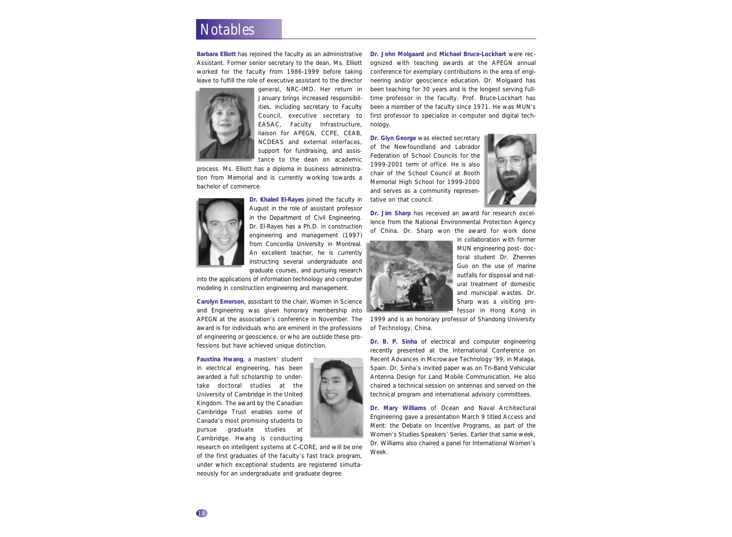# Notables

**Barbara Elliott** has rejoined the faculty as an administrative Assistant. Former senior secretary to the dean, Ms. Elliott worked for the faculty from 1986-1999 before taking leave to fulfill the role of executive assistant to the director general, NRC-IMD. Her return in January brings increased responsibilities, including secretary to Faculty Council, executive secretary to EASAC, Faculty Infrastructure, liaison for APEGN, CCPE, CEAB, NCDEAS and external interfaces, support for fundraising, and assistance to the dean on academic process. Ms. Elliott has a diploma in business administration from Memorial and is currently working towards a bachelor of commerce.

**Dr. Khaled El-Rayes** joined the faculty in August in the role of assistant professor in the Department of Civil Engineering. Dr. El-Rayes has a Ph.D. in construction engineering and management (1997) from Concordia University in Montreal. An excellent teacher, he is currently instructing several undergraduate and graduate courses, and pursuing research into the applications of information technology and computer modeling in construction engineering and management.

**Carolyn Emerson**, assistant to the chair, Women in Science and Engineering was given honorary membership into APEGN at the association's conference in November. The award is for individuals who are eminent in the professions of engineering or geoscience, or who are outside these professions but have achieved unique distinction.

**Faustina Hwang**, a masters' student in electrical engineering, has been awarded a full scholarship to undertake doctoral studies at the University of Cambridge in the United Kingdom. The award by the Canadian Cambridge Trust enables some of Canada's most promising students to pursue graduate studies at Cambridge. Hwang is conducting research on intelligent systems at C-CORE, and will be one of the first graduates of the faculty's fast track program, under which exceptional students are registered simultaneously for an undergraduate and graduate degree.

**Dr. John Molgaard** and **Michael Bruce-Lockhart** were recognized with teaching awards at the APEGN annual conference for exemplary contributions in the area of engineering and/or geoscience education. Dr. Molgaard has been teaching for 30 years and is the longest serving full-time professor in the faculty. Prof. Bruce-Lockhart has been a member of the faculty since 1971. He was MUN's first professor to specialize in computer and digital technology.

**Dr. Glyn George** was elected secretary of the Newfoundland and Labrador Federation of School Councils for the 1999-2001 term of office. He is also chair of the School Council at Booth Memorial High School for 1999-2000 and serves as a community representative on that council.

**Dr. Jim Sharp** has received an award for research excellence from the National Environmental Protection Agency of China. Dr. Sharp won the award for work done in collaboration with former MUN engineering post- doctoral student Dr. Zhenren Guo on the use of marine outfalls for disposal and natural treatment of domestic and municipal wastes. Dr. Sharp was a visiting professor in Hong Kong in 1999 and is an honorary professor of Shandong University of Technology, China.

**Dr. B. P. Sinha** of electrical and computer engineering recently presented at the International Conference on Recent Advances in Microwave Technology '99, in Malaga, Spain. Dr. Sinha's invited paper was on Tri-Band Vehicular Antenna Design for Land Mobile Communication. He also chaired a technical session on antennas and served on the technical program and international advisory committees.

**Dr. Mary Williams** of Ocean and Naval Architectural Engineering gave a presentation March 9 titled Access and Merit: the Debate on Incentive Programs, as part of the Women's Studies Speakers' Series. Earlier that same week, Dr. Williams also chaired a panel for International Women's Week.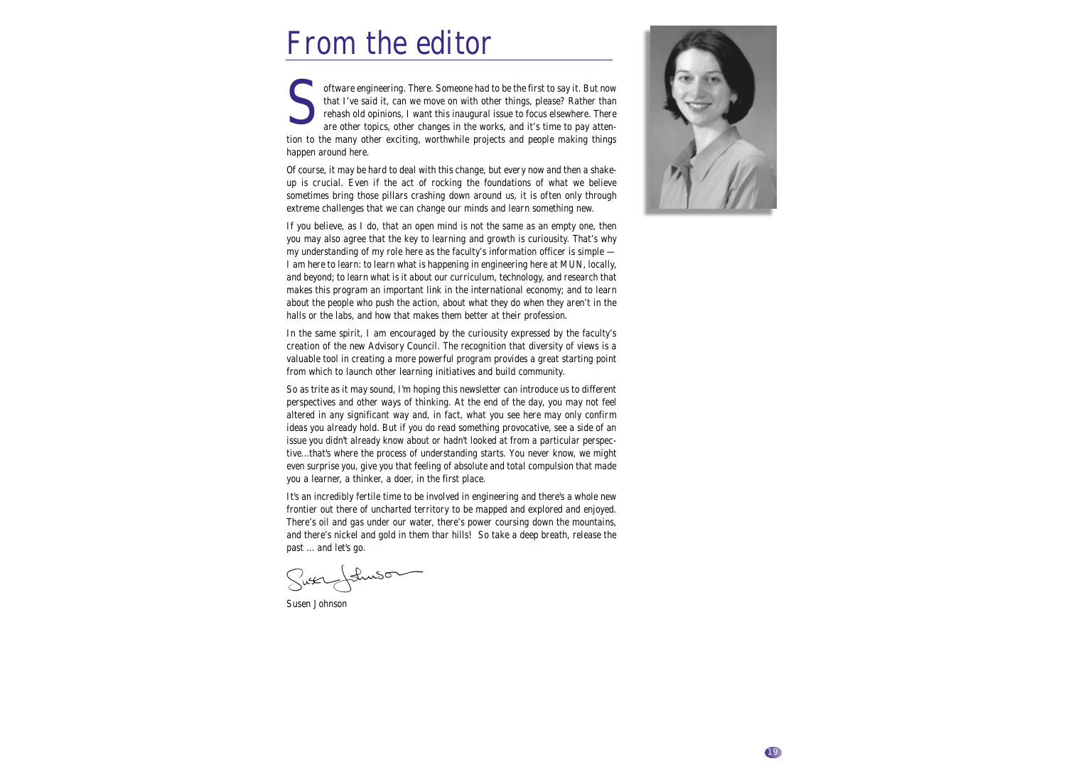# From the editor

Software engineering. There. Someone had to be the first to say it. But now that I've said it, can we move on with other things, please? Rather than rehash old opinions, I want this inaugural issue to focus elsewhere. There are other topics, other changes in the works, and it's time to pay attention to the many other exciting, worthwhile projects and people making things happen around here.

Of course, it may be hard to deal with this change, but every now and then a shake-up is crucial. Even if the act of rocking the foundations of what we believe sometimes bring those pillars crashing down around us, it is often only through extreme challenges that we can change our minds and learn something new.

If you believe, as I do, that an open mind is not the same as an empty one, then you may also agree that the key to learning and growth is curiousity. That's why my understanding of my role here as the faculty's information officer is simple — I am here to learn: to learn what is happening in engineering here at MUN, locally, and beyond; to learn what is it about our curriculum, technology, and research that makes this program an important link in the international economy; and to learn about the people who push the action, about what they do when they aren't in the halls or the labs, and how that makes them better at their profession.

In the same spirit, I am encouraged by the curiousity expressed by the faculty's creation of the new Advisory Council. The recognition that diversity of views is a valuable tool in creating a more powerful program provides a great starting point from which to launch other learning initiatives and build community.

So as trite as it may sound, I'm hoping this newsletter can introduce us to different perspectives and other ways of thinking. At the end of the day, you may not feel altered in any significant way and, in fact, what you see here may only confirm ideas you already hold. But if you do read something provocative, see a side of an issue you didn't already know about or hadn't looked at from a particular perspective...that's where the process of understanding starts. You never know, we might even surprise you, give you that feeling of absolute and total compulsion that made you a learner, a thinker, a doer, in the first place.

It's an incredibly fertile time to be involved in engineering and there's a whole new frontier out there of uncharted territory to be mapped and explored and enjoyed. There's oil and gas under our water, there's power coursing down the mountains, and there's nickel and gold in them thar hills! So take a deep breath, release the past ... and let's go.

Susen Johnson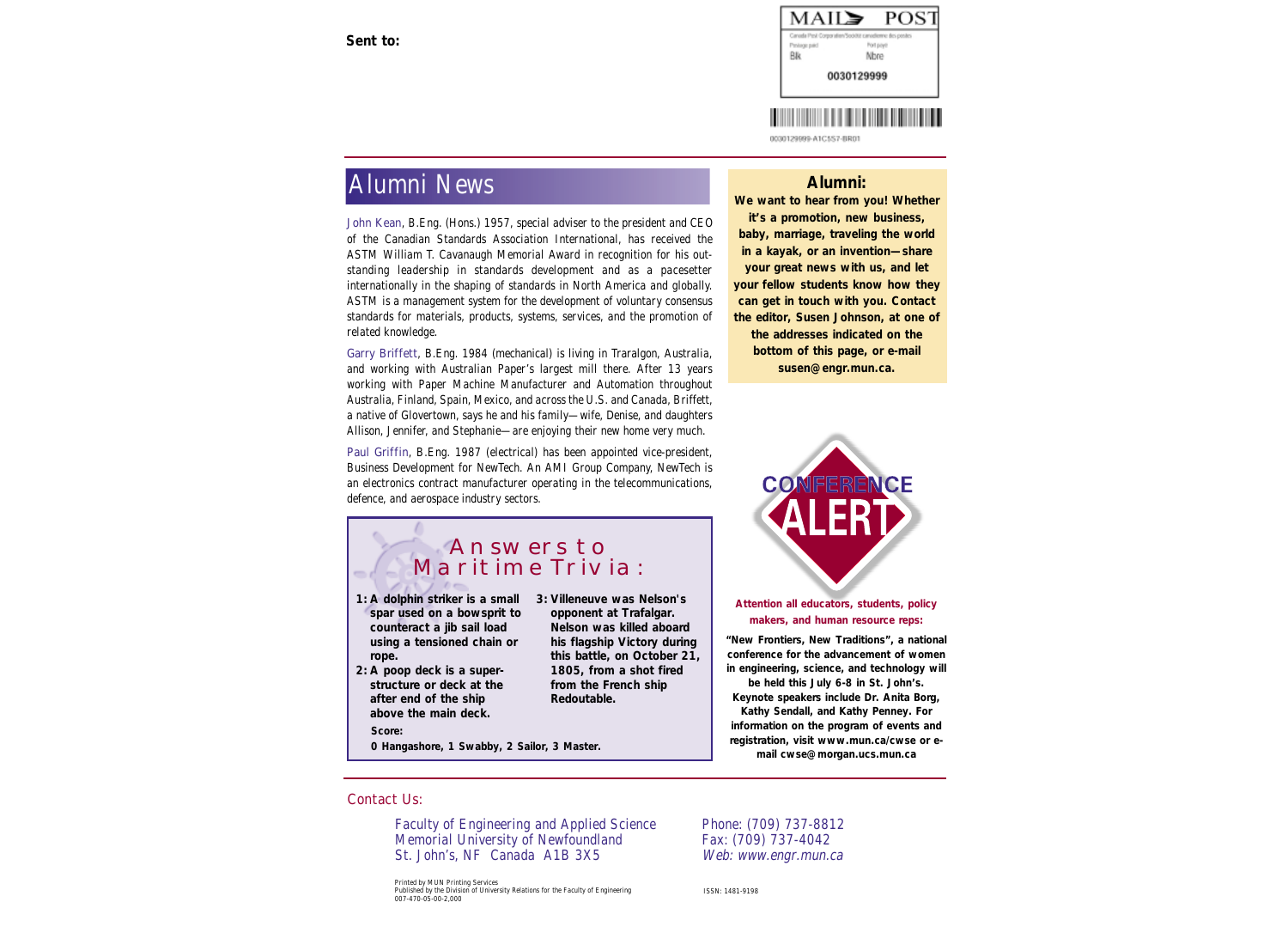**Sent to:**

MAIL POST

Canada Post Corporation/Société canadienne des postes

Postage paid / Port payé

Blk / Nbre

0030129999

0030129999-A1C5S7-BR01

# Alumni News

John Kean, B.Eng. (Hons.) 1957, special adviser to the president and CEO of the Canadian Standards Association International, has received the ASTM William T. Cavanaugh Memorial Award in recognition for his outstanding leadership in standards development and as a pacesetter internationally in the shaping of standards in North America and globally. ASTM is a management system for the development of voluntary consensus standards for materials, products, systems, services, and the promotion of related knowledge.

Garry Briffett, B.Eng. 1984 (mechanical) is living in Traralgon, Australia, and working with Australian Paper's largest mill there. After 13 years working with Paper Machine Manufacturer and Automation throughout Australia, Finland, Spain, Mexico, and across the U.S. and Canada, Briffett, a native of Glovertown, says he and his family—wife, Denise, and daughters Allison, Jennifer, and Stephanie—are enjoying their new home very much.

Paul Griffin, B.Eng. 1987 (electrical) has been appointed vice-president, Business Development for NewTech. An AMI Group Company, NewTech is an electronics contract manufacturer operating in the telecommunications, defence, and aerospace industry sectors.

## Answers to Maritime Trivia:

1: **A dolphin striker is a small spar used on a bowsprit to counteract a jib sail load using a tensioned chain or rope.**

2: **A poop deck is a superstructure or deck at the after end of the ship above the main deck.**

3: **Villeneuve was Nelson's opponent at Trafalgar. Nelson was killed aboard his flagship Victory during this battle, on October 21, 1805, from a shot fired from the French ship Redoutable.**

**Score:**

**0 Hangashore, 1 Swabby, 2 Sailor, 3 Master.**

## Alumni:

**We want to hear from you! Whether it's a promotion, new business, baby, marriage, traveling the world in a kayak, or an invention—share your great news with us, and let your fellow students know how they can get in touch with you. Contact the editor, Susen Johnson, at one of the addresses indicated on the bottom of this page, or e-mail susen@engr.mun.ca.**

## CONFERENCE ALERT

**Attention all educators, students, policy makers, and human resource reps:**

**"New Frontiers, New Traditions", a national conference for the advancement of women in engineering, science, and technology will be held this July 6-8 in St. John's. Keynote speakers include Dr. Anita Borg, Kathy Sendall, and Kathy Penney. For information on the program of events and registration, visit www.mun.ca/cwse or e-mail cwse@morgan.ucs.mun.ca**

## Contact Us:

Faculty of Engineering and Applied Science
Memorial University of Newfoundland
St. John's, NF Canada A1B 3X5

Phone: (709) 737-8812
Fax: (709) 737-4042
*Web: www.engr.mun.ca*

Printed by MUN Printing Services
Published by the Division of University Relations for the Faculty of Engineering
007-470-05-00-2,000

ISSN: 1481-9198